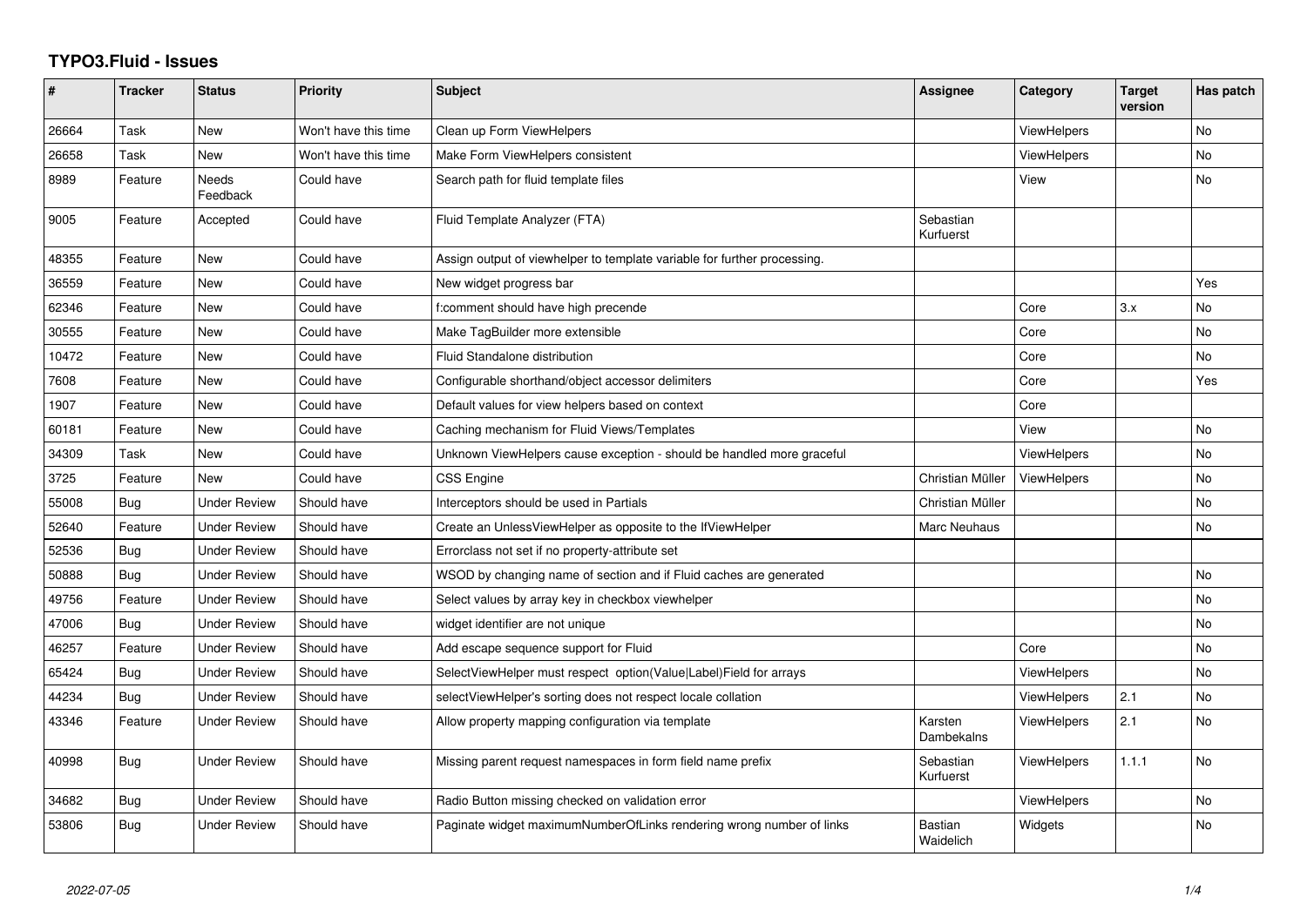# TYPO3.Fluid - Issues

| # | Tracker | Status | Priority | Subject | Assignee | Category | Target version | Has patch |
|---|---|---|---|---|---|---|---|---|
| 26664 | Task | New | Won't have this time | Clean up Form ViewHelpers | | ViewHelpers | | No |
| 26658 | Task | New | Won't have this time | Make Form ViewHelpers consistent | | ViewHelpers | | No |
| 8989 | Feature | Needs Feedback | Could have | Search path for fluid template files | | View | | No |
| 9005 | Feature | Accepted | Could have | Fluid Template Analyzer (FTA) | Sebastian Kurfuerst | | | |
| 48355 | Feature | New | Could have | Assign output of viewhelper to template variable for further processing. | | | | |
| 36559 | Feature | New | Could have | New widget progress bar | | | | Yes |
| 62346 | Feature | New | Could have | f:comment should have high precende | | Core | 3.x | No |
| 30555 | Feature | New | Could have | Make TagBuilder more extensible | | Core | | No |
| 10472 | Feature | New | Could have | Fluid Standalone distribution | | Core | | No |
| 7608 | Feature | New | Could have | Configurable shorthand/object accessor delimiters | | Core | | Yes |
| 1907 | Feature | New | Could have | Default values for view helpers based on context | | Core | | |
| 60181 | Feature | New | Could have | Caching mechanism for Fluid Views/Templates | | View | | No |
| 34309 | Task | New | Could have | Unknown ViewHelpers cause exception - should be handled more graceful | | ViewHelpers | | No |
| 3725 | Feature | New | Could have | CSS Engine | Christian Müller | ViewHelpers | | No |
| 55008 | Bug | Under Review | Should have | Interceptors should be used in Partials | Christian Müller | | | No |
| 52640 | Feature | Under Review | Should have | Create an UnlessViewHelper as opposite to the IfViewHelper | Marc Neuhaus | | | No |
| 52536 | Bug | Under Review | Should have | Errorclass not set if no property-attribute set | | | | |
| 50888 | Bug | Under Review | Should have | WSOD by changing name of section and if Fluid caches are generated | | | | No |
| 49756 | Feature | Under Review | Should have | Select values by array key in checkbox viewhelper | | | | No |
| 47006 | Bug | Under Review | Should have | widget identifier are not unique | | | | No |
| 46257 | Feature | Under Review | Should have | Add escape sequence support for Fluid | | Core | | No |
| 65424 | Bug | Under Review | Should have | SelectViewHelper must respect option(Value\|Label)Field for arrays | | ViewHelpers | | No |
| 44234 | Bug | Under Review | Should have | selectViewHelper's sorting does not respect locale collation | | ViewHelpers | 2.1 | No |
| 43346 | Feature | Under Review | Should have | Allow property mapping configuration via template | Karsten Dambekalns | ViewHelpers | 2.1 | No |
| 40998 | Bug | Under Review | Should have | Missing parent request namespaces in form field name prefix | Sebastian Kurfuerst | ViewHelpers | 1.1.1 | No |
| 34682 | Bug | Under Review | Should have | Radio Button missing checked on validation error | | ViewHelpers | | No |
| 53806 | Bug | Under Review | Should have | Paginate widget maximumNumberOfLinks rendering wrong number of links | Bastian Waidelich | Widgets | | No |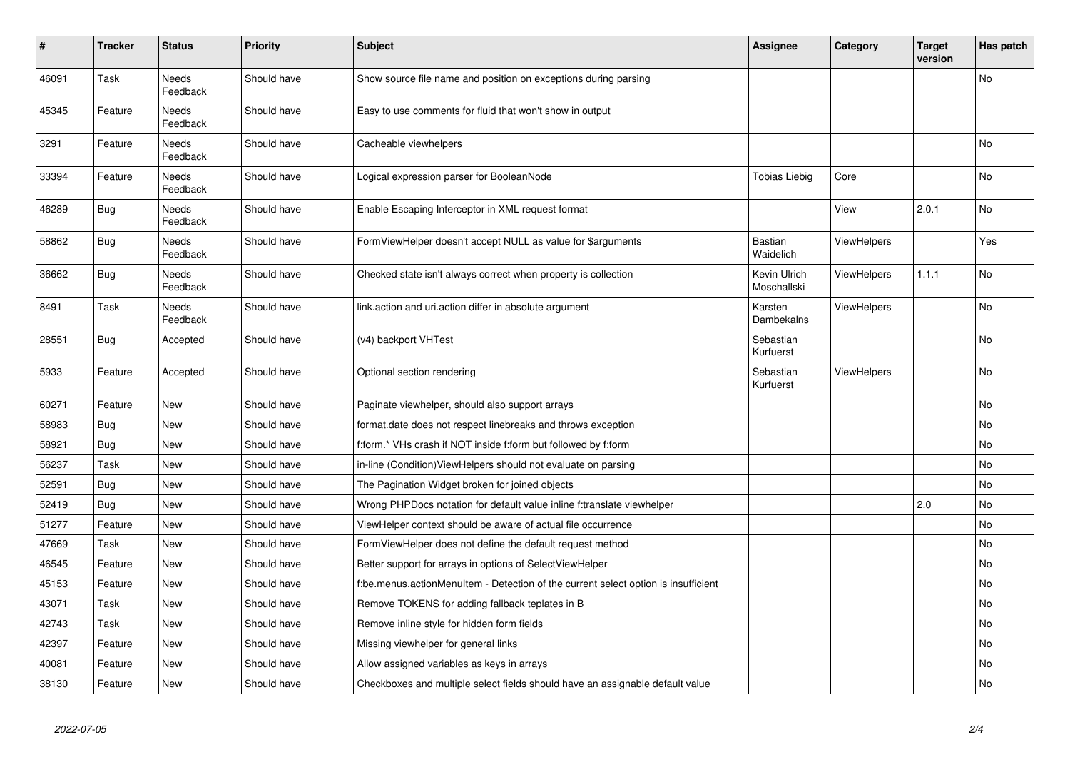| # | Tracker | Status | Priority | Subject | Assignee | Category | Target version | Has patch |
|---|---|---|---|---|---|---|---|---|
| 46091 | Task | Needs Feedback | Should have | Show source file name and position on exceptions during parsing | | | | No |
| 45345 | Feature | Needs Feedback | Should have | Easy to use comments for fluid that won't show in output | | | | |
| 3291 | Feature | Needs Feedback | Should have | Cacheable viewhelpers | | | | No |
| 33394 | Feature | Needs Feedback | Should have | Logical expression parser for BooleanNode | Tobias Liebig | Core | | No |
| 46289 | Bug | Needs Feedback | Should have | Enable Escaping Interceptor in XML request format | | View | 2.0.1 | No |
| 58862 | Bug | Needs Feedback | Should have | FormViewHelper doesn't accept NULL as value for $arguments | Bastian Waidelich | ViewHelpers | | Yes |
| 36662 | Bug | Needs Feedback | Should have | Checked state isn't always correct when property is collection | Kevin Ulrich Moschallski | ViewHelpers | 1.1.1 | No |
| 8491 | Task | Needs Feedback | Should have | link.action and uri.action differ in absolute argument | Karsten Dambekalns | ViewHelpers | | No |
| 28551 | Bug | Accepted | Should have | (v4) backport VHTest | Sebastian Kurfuerst | | | No |
| 5933 | Feature | Accepted | Should have | Optional section rendering | Sebastian Kurfuerst | ViewHelpers | | No |
| 60271 | Feature | New | Should have | Paginate viewhelper, should also support arrays | | | | No |
| 58983 | Bug | New | Should have | format.date does not respect linebreaks and throws exception | | | | No |
| 58921 | Bug | New | Should have | f:form.* VHs crash if NOT inside f:form but followed by f:form | | | | No |
| 56237 | Task | New | Should have | in-line (Condition)ViewHelpers should not evaluate on parsing | | | | No |
| 52591 | Bug | New | Should have | The Pagination Widget broken for joined objects | | | | No |
| 52419 | Bug | New | Should have | Wrong PHPDocs notation for default value inline f:translate viewhelper | | | 2.0 | No |
| 51277 | Feature | New | Should have | ViewHelper context should be aware of actual file occurrence | | | | No |
| 47669 | Task | New | Should have | FormViewHelper does not define the default request method | | | | No |
| 46545 | Feature | New | Should have | Better support for arrays in options of SelectViewHelper | | | | No |
| 45153 | Feature | New | Should have | f:be.menus.actionMenuItem - Detection of the current select option is insufficient | | | | No |
| 43071 | Task | New | Should have | Remove TOKENS for adding fallback teplates in B | | | | No |
| 42743 | Task | New | Should have | Remove inline style for hidden form fields | | | | No |
| 42397 | Feature | New | Should have | Missing viewhelper for general links | | | | No |
| 40081 | Feature | New | Should have | Allow assigned variables as keys in arrays | | | | No |
| 38130 | Feature | New | Should have | Checkboxes and multiple select fields should have an assignable default value | | | | No |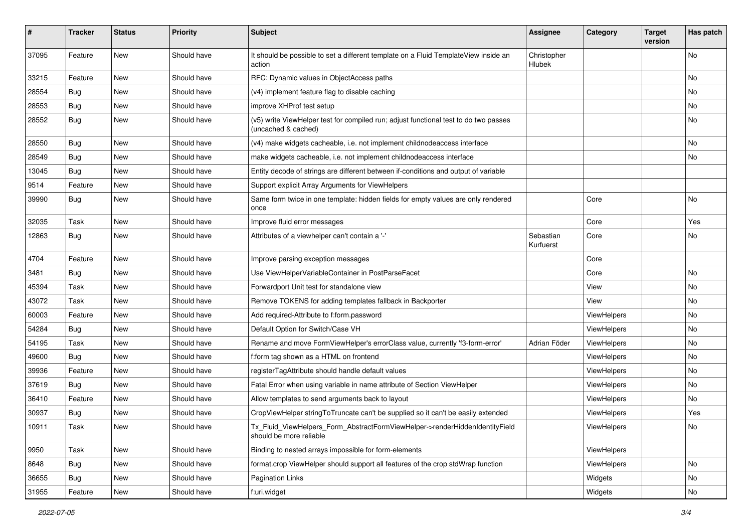| # | Tracker | Status | Priority | Subject | Assignee | Category | Target version | Has patch |
|---|---|---|---|---|---|---|---|---|
| 37095 | Feature | New | Should have | It should be possible to set a different template on a Fluid TemplateView inside an action | Christopher Hlubek | | | No |
| 33215 | Feature | New | Should have | RFC: Dynamic values in ObjectAccess paths | | | | No |
| 28554 | Bug | New | Should have | (v4) implement feature flag to disable caching | | | | No |
| 28553 | Bug | New | Should have | improve XHProf test setup | | | | No |
| 28552 | Bug | New | Should have | (v5) write ViewHelper test for compiled run; adjust functional test to do two passes (uncached & cached) | | | | No |
| 28550 | Bug | New | Should have | (v4) make widgets cacheable, i.e. not implement childnodeaccess interface | | | | No |
| 28549 | Bug | New | Should have | make widgets cacheable, i.e. not implement childnodeaccess interface | | | | No |
| 13045 | Bug | New | Should have | Entity decode of strings are different between if-conditions and output of variable | | | | |
| 9514 | Feature | New | Should have | Support explicit Array Arguments for ViewHelpers | | | | |
| 39990 | Bug | New | Should have | Same form twice in one template: hidden fields for empty values are only rendered once | | Core | | No |
| 32035 | Task | New | Should have | Improve fluid error messages | | Core | | Yes |
| 12863 | Bug | New | Should have | Attributes of a viewhelper can't contain a '-' | Sebastian Kurfuerst | Core | | No |
| 4704 | Feature | New | Should have | Improve parsing exception messages | | Core | | |
| 3481 | Bug | New | Should have | Use ViewHelperVariableContainer in PostParseFacet | | Core | | No |
| 45394 | Task | New | Should have | Forwardport Unit test for standalone view | | View | | No |
| 43072 | Task | New | Should have | Remove TOKENS for adding templates fallback in Backporter | | View | | No |
| 60003 | Feature | New | Should have | Add required-Attribute to f:form.password | | ViewHelpers | | No |
| 54284 | Bug | New | Should have | Default Option for Switch/Case VH | | ViewHelpers | | No |
| 54195 | Task | New | Should have | Rename and move FormViewHelper's errorClass value, currently 'f3-form-error' | Adrian Föder | ViewHelpers | | No |
| 49600 | Bug | New | Should have | f:form tag shown as a HTML on frontend | | ViewHelpers | | No |
| 39936 | Feature | New | Should have | registerTagAttribute should handle default values | | ViewHelpers | | No |
| 37619 | Bug | New | Should have | Fatal Error when using variable in name attribute of Section ViewHelper | | ViewHelpers | | No |
| 36410 | Feature | New | Should have | Allow templates to send arguments back to layout | | ViewHelpers | | No |
| 30937 | Bug | New | Should have | CropViewHelper stringToTruncate can't be supplied so it can't be easily extended | | ViewHelpers | | Yes |
| 10911 | Task | New | Should have | Tx_Fluid_ViewHelpers_Form_AbstractFormViewHelper->renderHiddenIdentityField should be more reliable | | ViewHelpers | | No |
| 9950 | Task | New | Should have | Binding to nested arrays impossible for form-elements | | ViewHelpers | | |
| 8648 | Bug | New | Should have | format.crop ViewHelper should support all features of the crop stdWrap function | | ViewHelpers | | No |
| 36655 | Bug | New | Should have | Pagination Links | | Widgets | | No |
| 31955 | Feature | New | Should have | f:uri.widget | | Widgets | | No |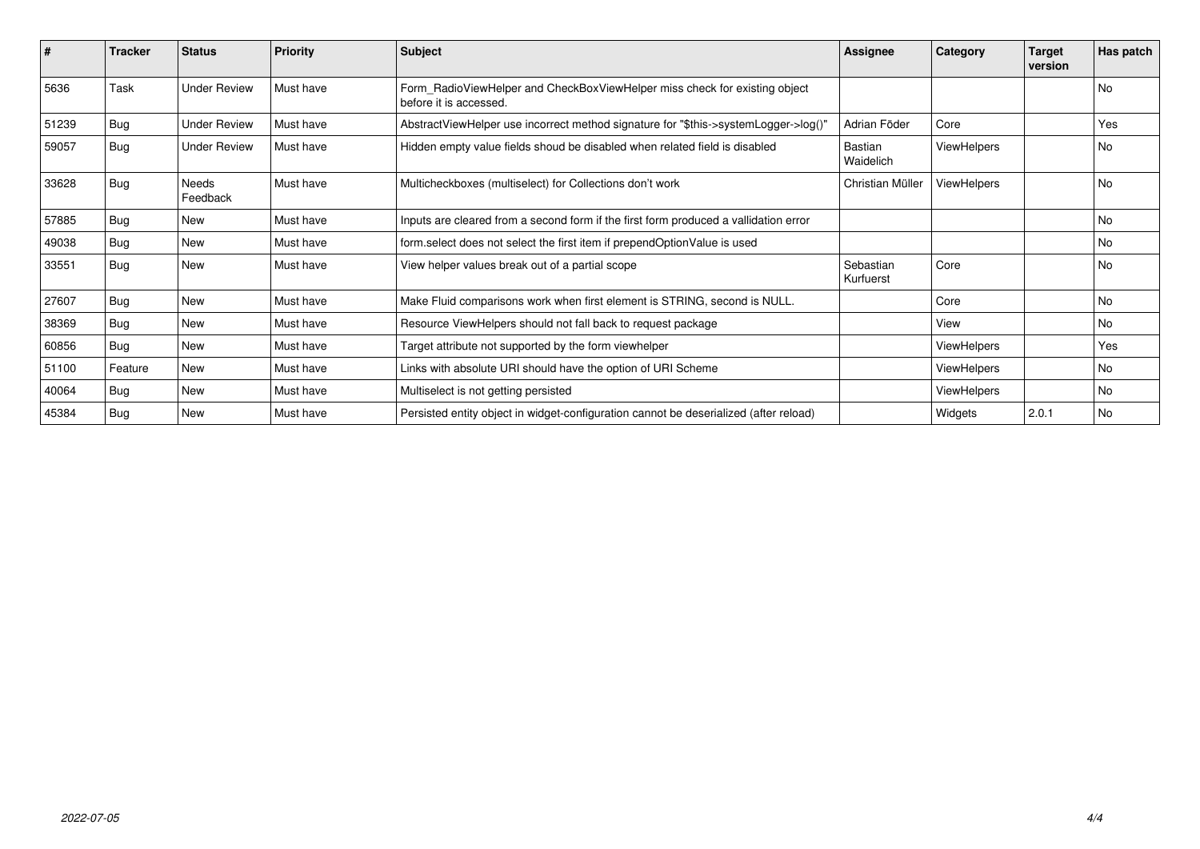| # | Tracker | Status | Priority | Subject | Assignee | Category | Target version | Has patch |
|---|---|---|---|---|---|---|---|---|
| 5636 | Task | Under Review | Must have | Form_RadioViewHelper and CheckBoxViewHelper miss check for existing object before it is accessed. | | | | No |
| 51239 | Bug | Under Review | Must have | AbstractViewHelper use incorrect method signature for "$this->systemLogger->log()" | Adrian Föder | Core | | Yes |
| 59057 | Bug | Under Review | Must have | Hidden empty value fields shoud be disabled when related field is disabled | Bastian Waidelich | ViewHelpers | | No |
| 33628 | Bug | Needs Feedback | Must have | Multicheckboxes (multiselect) for Collections don't work | Christian Müller | ViewHelpers | | No |
| 57885 | Bug | New | Must have | Inputs are cleared from a second form if the first form produced a vallidation error | | | | No |
| 49038 | Bug | New | Must have | form.select does not select the first item if prependOptionValue is used | | | | No |
| 33551 | Bug | New | Must have | View helper values break out of a partial scope | Sebastian Kurfuerst | Core | | No |
| 27607 | Bug | New | Must have | Make Fluid comparisons work when first element is STRING, second is NULL. | | Core | | No |
| 38369 | Bug | New | Must have | Resource ViewHelpers should not fall back to request package | | View | | No |
| 60856 | Bug | New | Must have | Target attribute not supported by the form viewhelper | | ViewHelpers | | Yes |
| 51100 | Feature | New | Must have | Links with absolute URI should have the option of URI Scheme | | ViewHelpers | | No |
| 40064 | Bug | New | Must have | Multiselect is not getting persisted | | ViewHelpers | | No |
| 45384 | Bug | New | Must have | Persisted entity object in widget-configuration cannot be deserialized (after reload) | | Widgets | 2.0.1 | No |